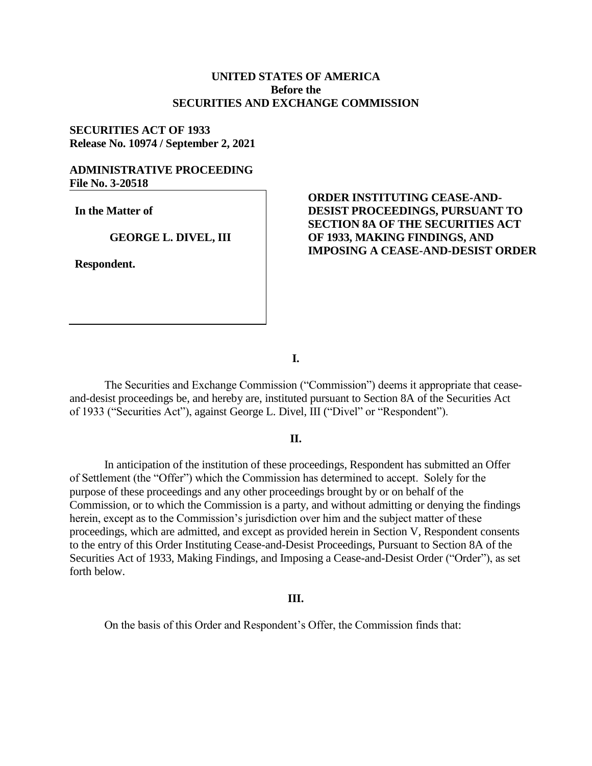**UNITED STATES OF AMERICA**
**Before the**
**SECURITIES AND EXCHANGE COMMISSION**

**SECURITIES ACT OF 1933**
**Release No. 10974 / September 2, 2021**

**ADMINISTRATIVE PROCEEDING**
**File No. 3-20518**

| | |
|---|---|
| **In the Matter of**<br><br>**GEORGE L. DIVEL, III**<br><br>**Respondent.** | **ORDER INSTITUTING CEASE-AND-DESIST PROCEEDINGS, PURSUANT TO SECTION 8A OF THE SECURITIES ACT OF 1933, MAKING FINDINGS, AND IMPOSING A CEASE-AND-DESIST ORDER** |

**I.**

The Securities and Exchange Commission ("Commission") deems it appropriate that cease-and-desist proceedings be, and hereby are, instituted pursuant to Section 8A of the Securities Act of 1933 ("Securities Act"), against George L. Divel, III ("Divel" or "Respondent").

**II.**

In anticipation of the institution of these proceedings, Respondent has submitted an Offer of Settlement (the "Offer") which the Commission has determined to accept. Solely for the purpose of these proceedings and any other proceedings brought by or on behalf of the Commission, or to which the Commission is a party, and without admitting or denying the findings herein, except as to the Commission's jurisdiction over him and the subject matter of these proceedings, which are admitted, and except as provided herein in Section V, Respondent consents to the entry of this Order Instituting Cease-and-Desist Proceedings, Pursuant to Section 8A of the Securities Act of 1933, Making Findings, and Imposing a Cease-and-Desist Order ("Order"), as set forth below.

**III.**

On the basis of this Order and Respondent's Offer, the Commission finds that: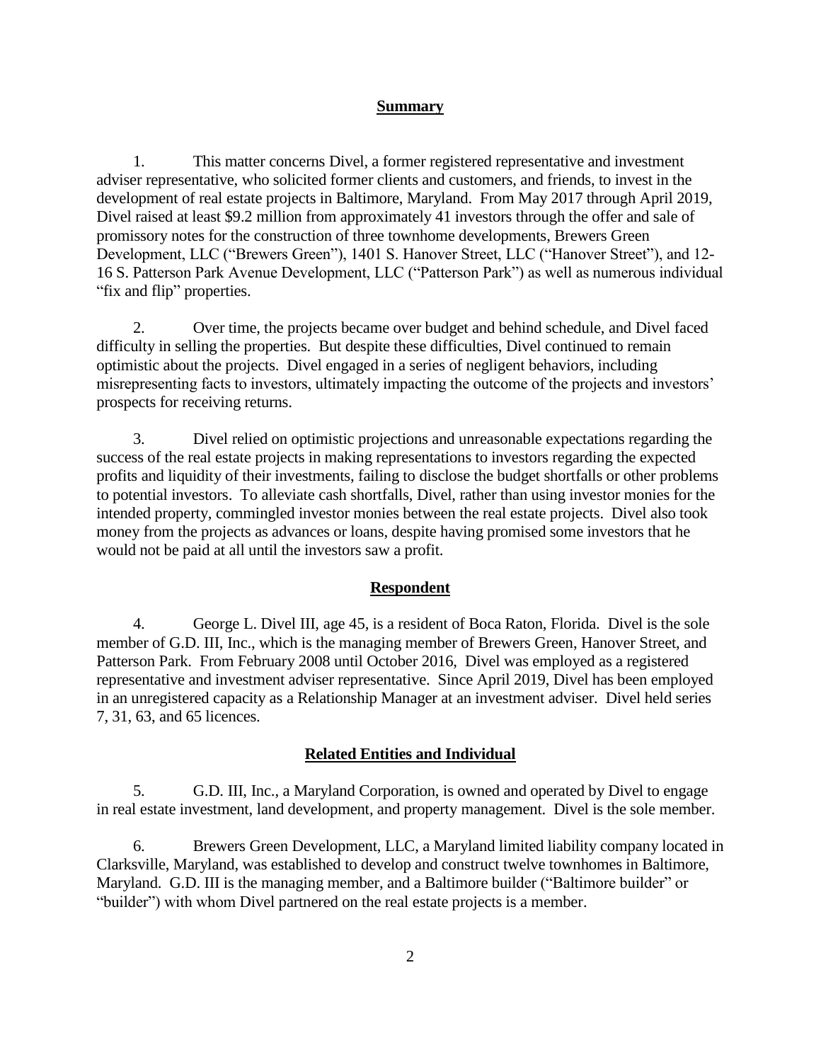## Summary

1. This matter concerns Divel, a former registered representative and investment adviser representative, who solicited former clients and customers, and friends, to invest in the development of real estate projects in Baltimore, Maryland. From May 2017 through April 2019, Divel raised at least $9.2 million from approximately 41 investors through the offer and sale of promissory notes for the construction of three townhome developments, Brewers Green Development, LLC ("Brewers Green"), 1401 S. Hanover Street, LLC ("Hanover Street"), and 12-16 S. Patterson Park Avenue Development, LLC ("Patterson Park") as well as numerous individual "fix and flip" properties.

2. Over time, the projects became over budget and behind schedule, and Divel faced difficulty in selling the properties. But despite these difficulties, Divel continued to remain optimistic about the projects. Divel engaged in a series of negligent behaviors, including misrepresenting facts to investors, ultimately impacting the outcome of the projects and investors' prospects for receiving returns.

3. Divel relied on optimistic projections and unreasonable expectations regarding the success of the real estate projects in making representations to investors regarding the expected profits and liquidity of their investments, failing to disclose the budget shortfalls or other problems to potential investors. To alleviate cash shortfalls, Divel, rather than using investor monies for the intended property, commingled investor monies between the real estate projects. Divel also took money from the projects as advances or loans, despite having promised some investors that he would not be paid at all until the investors saw a profit.

## Respondent

4. George L. Divel III, age 45, is a resident of Boca Raton, Florida. Divel is the sole member of G.D. III, Inc., which is the managing member of Brewers Green, Hanover Street, and Patterson Park. From February 2008 until October 2016, Divel was employed as a registered representative and investment adviser representative. Since April 2019, Divel has been employed in an unregistered capacity as a Relationship Manager at an investment adviser. Divel held series 7, 31, 63, and 65 licences.

## Related Entities and Individual

5. G.D. III, Inc., a Maryland Corporation, is owned and operated by Divel to engage in real estate investment, land development, and property management. Divel is the sole member.

6. Brewers Green Development, LLC, a Maryland limited liability company located in Clarksville, Maryland, was established to develop and construct twelve townhomes in Baltimore, Maryland. G.D. III is the managing member, and a Baltimore builder ("Baltimore builder" or "builder") with whom Divel partnered on the real estate projects is a member.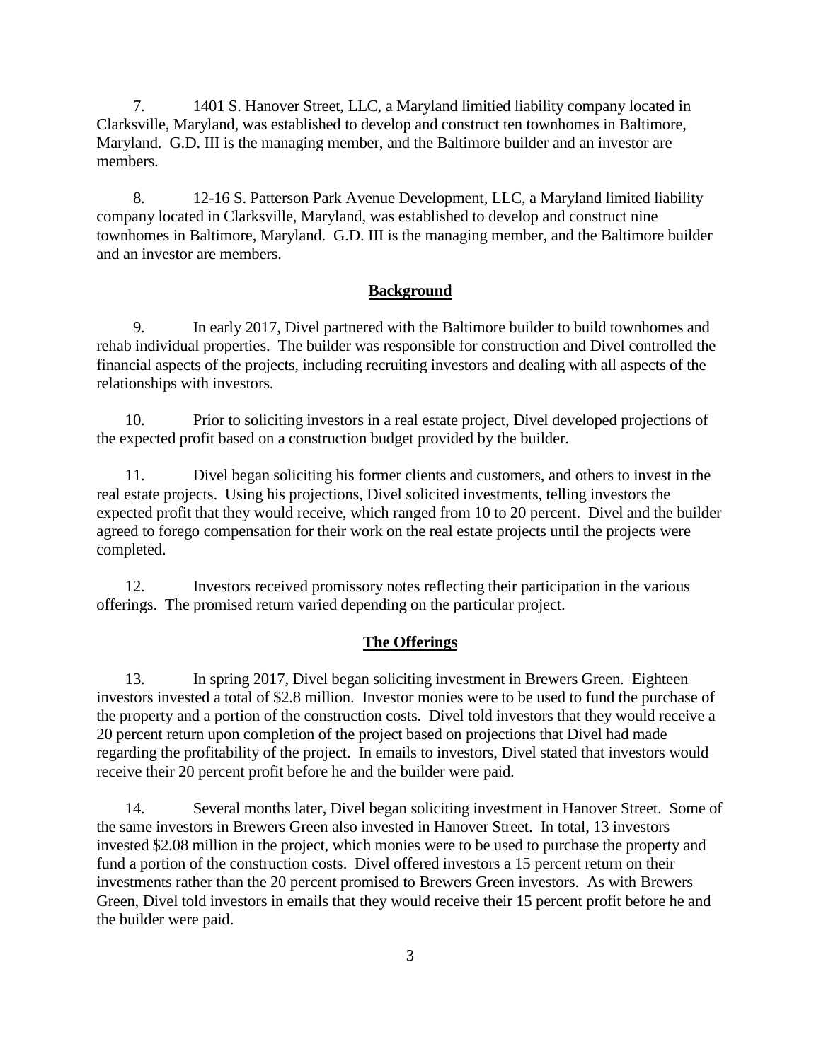7. 1401 S. Hanover Street, LLC, a Maryland limitied liability company located in Clarksville, Maryland, was established to develop and construct ten townhomes in Baltimore, Maryland. G.D. III is the managing member, and the Baltimore builder and an investor are members.

8. 12-16 S. Patterson Park Avenue Development, LLC, a Maryland limited liability company located in Clarksville, Maryland, was established to develop and construct nine townhomes in Baltimore, Maryland. G.D. III is the managing member, and the Baltimore builder and an investor are members.

## Background

9. In early 2017, Divel partnered with the Baltimore builder to build townhomes and rehab individual properties. The builder was responsible for construction and Divel controlled the financial aspects of the projects, including recruiting investors and dealing with all aspects of the relationships with investors.

10. Prior to soliciting investors in a real estate project, Divel developed projections of the expected profit based on a construction budget provided by the builder.

11. Divel began soliciting his former clients and customers, and others to invest in the real estate projects. Using his projections, Divel solicited investments, telling investors the expected profit that they would receive, which ranged from 10 to 20 percent. Divel and the builder agreed to forego compensation for their work on the real estate projects until the projects were completed.

12. Investors received promissory notes reflecting their participation in the various offerings. The promised return varied depending on the particular project.

## The Offerings

13. In spring 2017, Divel began soliciting investment in Brewers Green. Eighteen investors invested a total of $2.8 million. Investor monies were to be used to fund the purchase of the property and a portion of the construction costs. Divel told investors that they would receive a 20 percent return upon completion of the project based on projections that Divel had made regarding the profitability of the project. In emails to investors, Divel stated that investors would receive their 20 percent profit before he and the builder were paid.

14. Several months later, Divel began soliciting investment in Hanover Street. Some of the same investors in Brewers Green also invested in Hanover Street. In total, 13 investors invested $2.08 million in the project, which monies were to be used to purchase the property and fund a portion of the construction costs. Divel offered investors a 15 percent return on their investments rather than the 20 percent promised to Brewers Green investors. As with Brewers Green, Divel told investors in emails that they would receive their 15 percent profit before he and the builder were paid.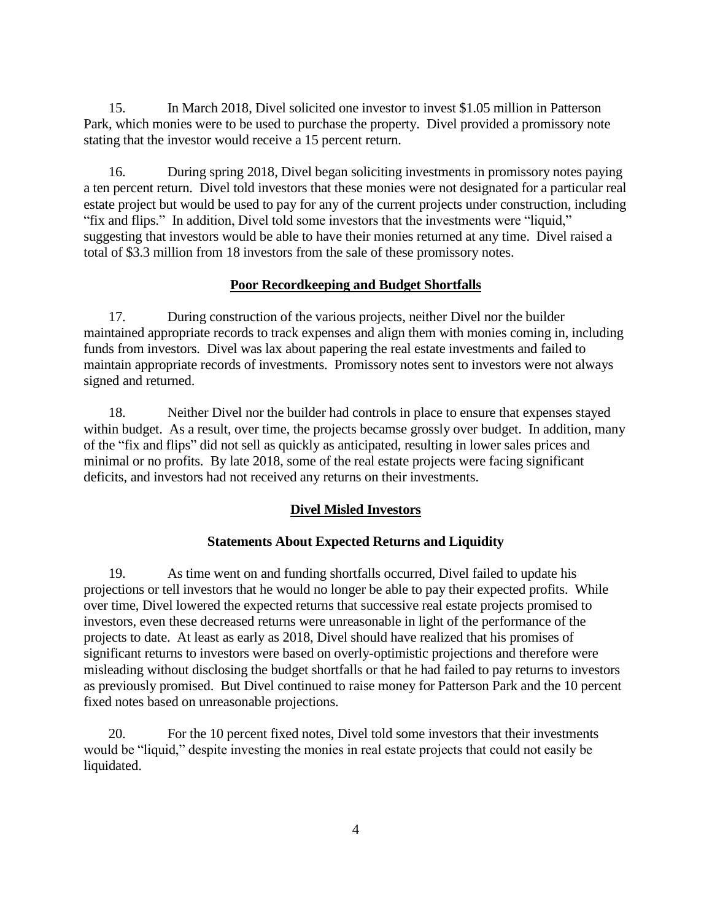15. In March 2018, Divel solicited one investor to invest $1.05 million in Patterson Park, which monies were to be used to purchase the property. Divel provided a promissory note stating that the investor would receive a 15 percent return.

16. During spring 2018, Divel began soliciting investments in promissory notes paying a ten percent return. Divel told investors that these monies were not designated for a particular real estate project but would be used to pay for any of the current projects under construction, including "fix and flips." In addition, Divel told some investors that the investments were "liquid," suggesting that investors would be able to have their monies returned at any time. Divel raised a total of $3.3 million from 18 investors from the sale of these promissory notes.

## Poor Recordkeeping and Budget Shortfalls

17. During construction of the various projects, neither Divel nor the builder maintained appropriate records to track expenses and align them with monies coming in, including funds from investors. Divel was lax about papering the real estate investments and failed to maintain appropriate records of investments. Promissory notes sent to investors were not always signed and returned.

18. Neither Divel nor the builder had controls in place to ensure that expenses stayed within budget. As a result, over time, the projects becamse grossly over budget. In addition, many of the "fix and flips" did not sell as quickly as anticipated, resulting in lower sales prices and minimal or no profits. By late 2018, some of the real estate projects were facing significant deficits, and investors had not received any returns on their investments.

## Divel Misled Investors

### Statements About Expected Returns and Liquidity

19. As time went on and funding shortfalls occurred, Divel failed to update his projections or tell investors that he would no longer be able to pay their expected profits. While over time, Divel lowered the expected returns that successive real estate projects promised to investors, even these decreased returns were unreasonable in light of the performance of the projects to date. At least as early as 2018, Divel should have realized that his promises of significant returns to investors were based on overly-optimistic projections and therefore were misleading without disclosing the budget shortfalls or that he had failed to pay returns to investors as previously promised. But Divel continued to raise money for Patterson Park and the 10 percent fixed notes based on unreasonable projections.

20. For the 10 percent fixed notes, Divel told some investors that their investments would be "liquid," despite investing the monies in real estate projects that could not easily be liquidated.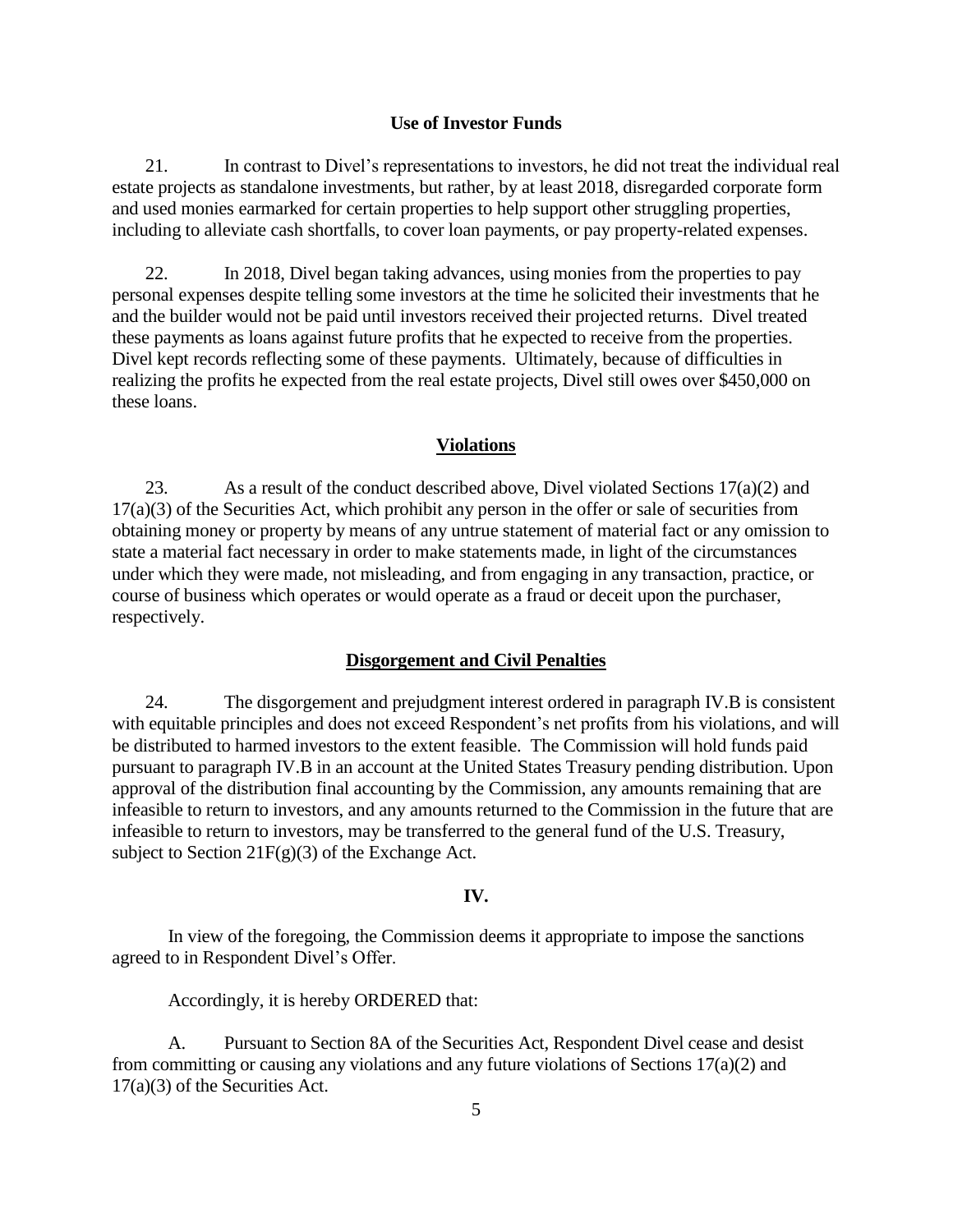**Use of Investor Funds**

21. In contrast to Divel's representations to investors, he did not treat the individual real estate projects as standalone investments, but rather, by at least 2018, disregarded corporate form and used monies earmarked for certain properties to help support other struggling properties, including to alleviate cash shortfalls, to cover loan payments, or pay property-related expenses.

22. In 2018, Divel began taking advances, using monies from the properties to pay personal expenses despite telling some investors at the time he solicited their investments that he and the builder would not be paid until investors received their projected returns. Divel treated these payments as loans against future profits that he expected to receive from the properties. Divel kept records reflecting some of these payments. Ultimately, because of difficulties in realizing the profits he expected from the real estate projects, Divel still owes over $450,000 on these loans.

**Violations**

23. As a result of the conduct described above, Divel violated Sections 17(a)(2) and 17(a)(3) of the Securities Act, which prohibit any person in the offer or sale of securities from obtaining money or property by means of any untrue statement of material fact or any omission to state a material fact necessary in order to make statements made, in light of the circumstances under which they were made, not misleading, and from engaging in any transaction, practice, or course of business which operates or would operate as a fraud or deceit upon the purchaser, respectively.

**Disgorgement and Civil Penalties**

24. The disgorgement and prejudgment interest ordered in paragraph IV.B is consistent with equitable principles and does not exceed Respondent's net profits from his violations, and will be distributed to harmed investors to the extent feasible. The Commission will hold funds paid pursuant to paragraph IV.B in an account at the United States Treasury pending distribution. Upon approval of the distribution final accounting by the Commission, any amounts remaining that are infeasible to return to investors, and any amounts returned to the Commission in the future that are infeasible to return to investors, may be transferred to the general fund of the U.S. Treasury, subject to Section 21F(g)(3) of the Exchange Act.

**IV.**

In view of the foregoing, the Commission deems it appropriate to impose the sanctions agreed to in Respondent Divel's Offer.

Accordingly, it is hereby ORDERED that:

A. Pursuant to Section 8A of the Securities Act, Respondent Divel cease and desist from committing or causing any violations and any future violations of Sections 17(a)(2) and 17(a)(3) of the Securities Act.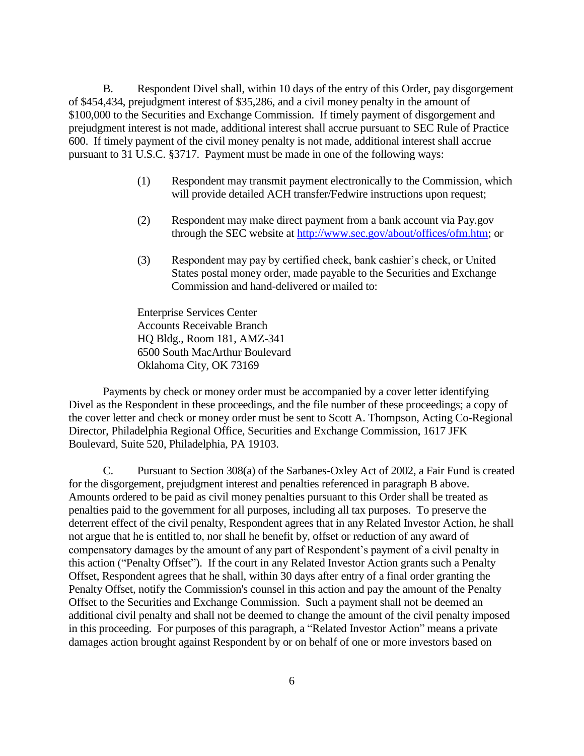B. Respondent Divel shall, within 10 days of the entry of this Order, pay disgorgement of $454,434, prejudgment interest of $35,286, and a civil money penalty in the amount of $100,000 to the Securities and Exchange Commission. If timely payment of disgorgement and prejudgment interest is not made, additional interest shall accrue pursuant to SEC Rule of Practice 600. If timely payment of the civil money penalty is not made, additional interest shall accrue pursuant to 31 U.S.C. §3717. Payment must be made in one of the following ways:

(1) Respondent may transmit payment electronically to the Commission, which will provide detailed ACH transfer/Fedwire instructions upon request;

(2) Respondent may make direct payment from a bank account via Pay.gov through the SEC website at http://www.sec.gov/about/offices/ofm.htm; or

(3) Respondent may pay by certified check, bank cashier's check, or United States postal money order, made payable to the Securities and Exchange Commission and hand-delivered or mailed to:

Enterprise Services Center
Accounts Receivable Branch
HQ Bldg., Room 181, AMZ-341
6500 South MacArthur Boulevard
Oklahoma City, OK 73169

Payments by check or money order must be accompanied by a cover letter identifying Divel as the Respondent in these proceedings, and the file number of these proceedings; a copy of the cover letter and check or money order must be sent to Scott A. Thompson, Acting Co-Regional Director, Philadelphia Regional Office, Securities and Exchange Commission, 1617 JFK Boulevard, Suite 520, Philadelphia, PA 19103.

C. Pursuant to Section 308(a) of the Sarbanes-Oxley Act of 2002, a Fair Fund is created for the disgorgement, prejudgment interest and penalties referenced in paragraph B above. Amounts ordered to be paid as civil money penalties pursuant to this Order shall be treated as penalties paid to the government for all purposes, including all tax purposes. To preserve the deterrent effect of the civil penalty, Respondent agrees that in any Related Investor Action, he shall not argue that he is entitled to, nor shall he benefit by, offset or reduction of any award of compensatory damages by the amount of any part of Respondent's payment of a civil penalty in this action ("Penalty Offset"). If the court in any Related Investor Action grants such a Penalty Offset, Respondent agrees that he shall, within 30 days after entry of a final order granting the Penalty Offset, notify the Commission's counsel in this action and pay the amount of the Penalty Offset to the Securities and Exchange Commission. Such a payment shall not be deemed an additional civil penalty and shall not be deemed to change the amount of the civil penalty imposed in this proceeding. For purposes of this paragraph, a "Related Investor Action" means a private damages action brought against Respondent by or on behalf of one or more investors based on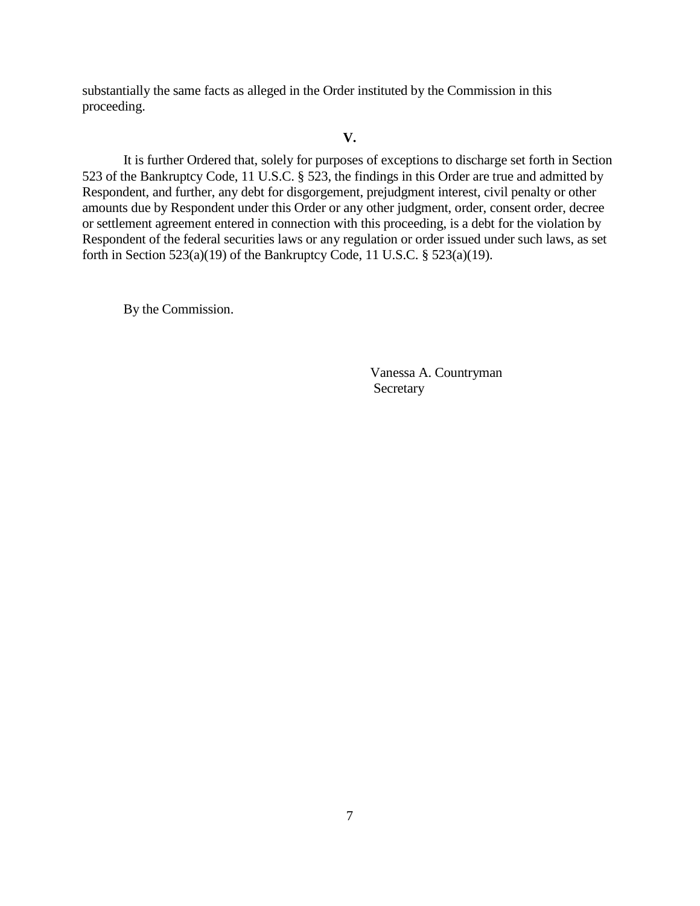substantially the same facts as alleged in the Order instituted by the Commission in this proceeding.

**V.**

It is further Ordered that, solely for purposes of exceptions to discharge set forth in Section 523 of the Bankruptcy Code, 11 U.S.C. § 523, the findings in this Order are true and admitted by Respondent, and further, any debt for disgorgement, prejudgment interest, civil penalty or other amounts due by Respondent under this Order or any other judgment, order, consent order, decree or settlement agreement entered in connection with this proceeding, is a debt for the violation by Respondent of the federal securities laws or any regulation or order issued under such laws, as set forth in Section 523(a)(19) of the Bankruptcy Code, 11 U.S.C. § 523(a)(19).

By the Commission.

Vanessa A. Countryman
Secretary